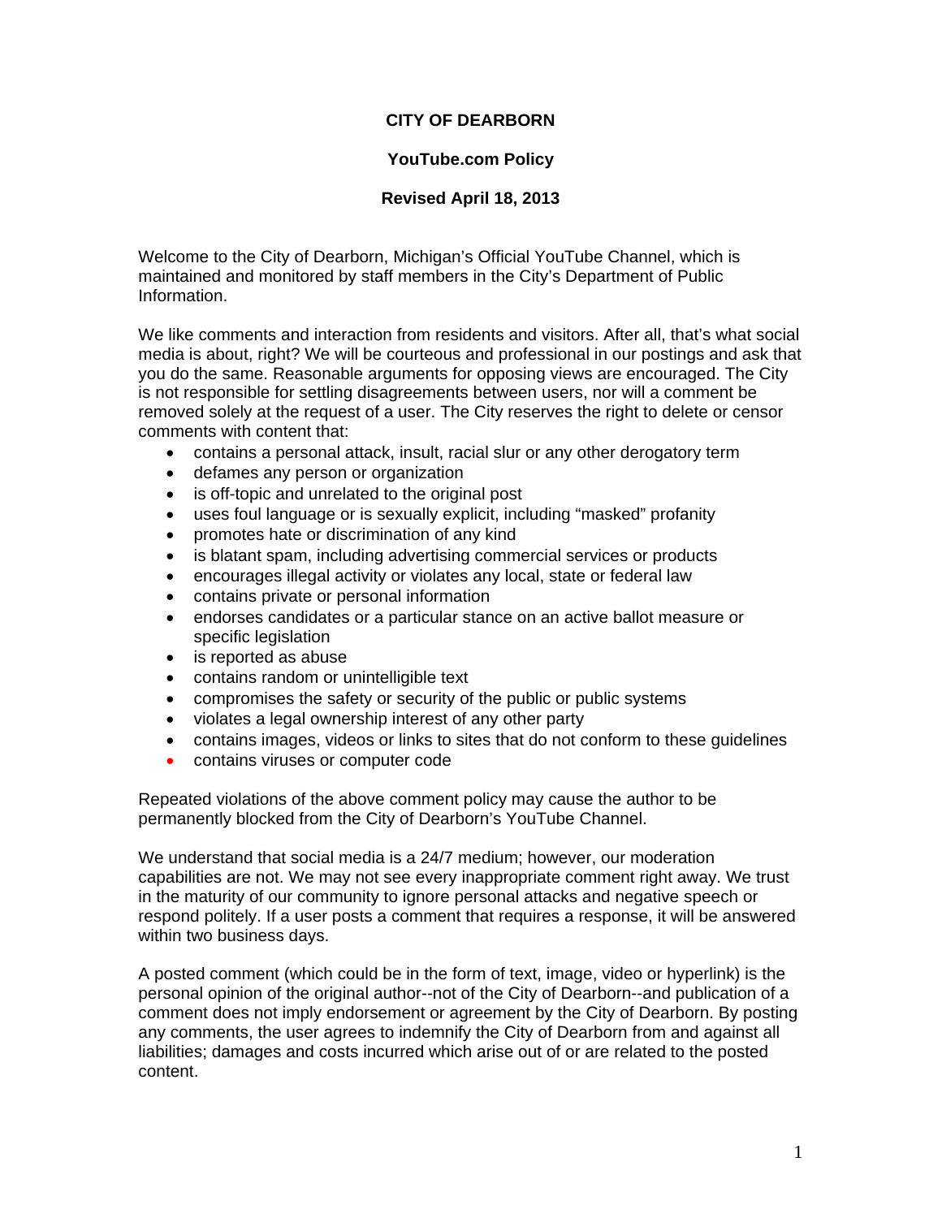**CITY OF DEARBORN**

**YouTube.com Policy**

**Revised April 18, 2013**

Welcome to the City of Dearborn, Michigan's Official YouTube Channel, which is maintained and monitored by staff members in the City's Department of Public Information.

We like comments and interaction from residents and visitors. After all, that's what social media is about, right? We will be courteous and professional in our postings and ask that you do the same. Reasonable arguments for opposing views are encouraged. The City is not responsible for settling disagreements between users, nor will a comment be removed solely at the request of a user. The City reserves the right to delete or censor comments with content that:

- contains a personal attack, insult, racial slur or any other derogatory term
- defames any person or organization
- is off-topic and unrelated to the original post
- uses foul language or is sexually explicit, including "masked" profanity
- promotes hate or discrimination of any kind
- is blatant spam, including advertising commercial services or products
- encourages illegal activity or violates any local, state or federal law
- contains private or personal information
- endorses candidates or a particular stance on an active ballot measure or specific legislation
- is reported as abuse
- contains random or unintelligible text
- compromises the safety or security of the public or public systems
- violates a legal ownership interest of any other party
- contains images, videos or links to sites that do not conform to these guidelines
- contains viruses or computer code

Repeated violations of the above comment policy may cause the author to be permanently blocked from the City of Dearborn's YouTube Channel.

We understand that social media is a 24/7 medium; however, our moderation capabilities are not. We may not see every inappropriate comment right away. We trust in the maturity of our community to ignore personal attacks and negative speech or respond politely. If a user posts a comment that requires a response, it will be answered within two business days.

A posted comment (which could be in the form of text, image, video or hyperlink) is the personal opinion of the original author--not of the City of Dearborn--and publication of a comment does not imply endorsement or agreement by the City of Dearborn. By posting any comments, the user agrees to indemnify the City of Dearborn from and against all liabilities; damages and costs incurred which arise out of or are related to the posted content.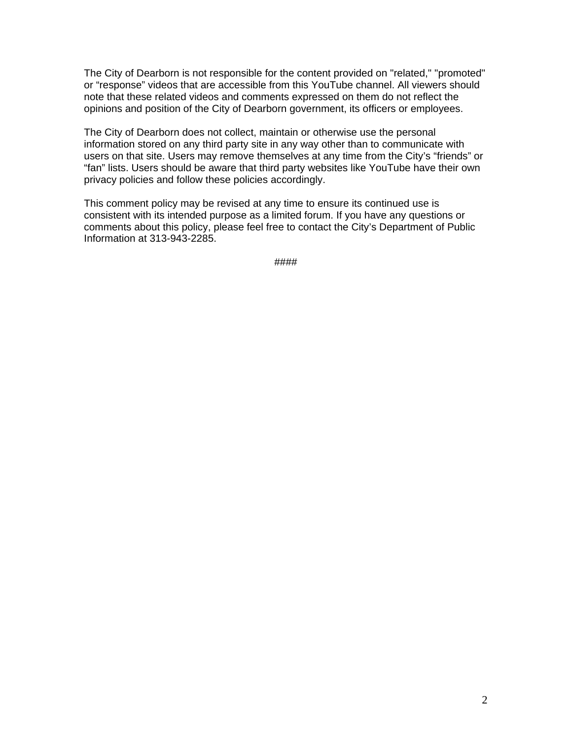The City of Dearborn is not responsible for the content provided on "related," "promoted" or “response” videos that are accessible from this YouTube channel. All viewers should note that these related videos and comments expressed on them do not reflect the opinions and position of the City of Dearborn government, its officers or employees.

The City of Dearborn does not collect, maintain or otherwise use the personal information stored on any third party site in any way other than to communicate with users on that site. Users may remove themselves at any time from the City’s “friends” or “fan” lists. Users should be aware that third party websites like YouTube have their own privacy policies and follow these policies accordingly.

This comment policy may be revised at any time to ensure its continued use is consistent with its intended purpose as a limited forum. If you have any questions or comments about this policy, please feel free to contact the City’s Department of Public Information at 313-943-2285.

####